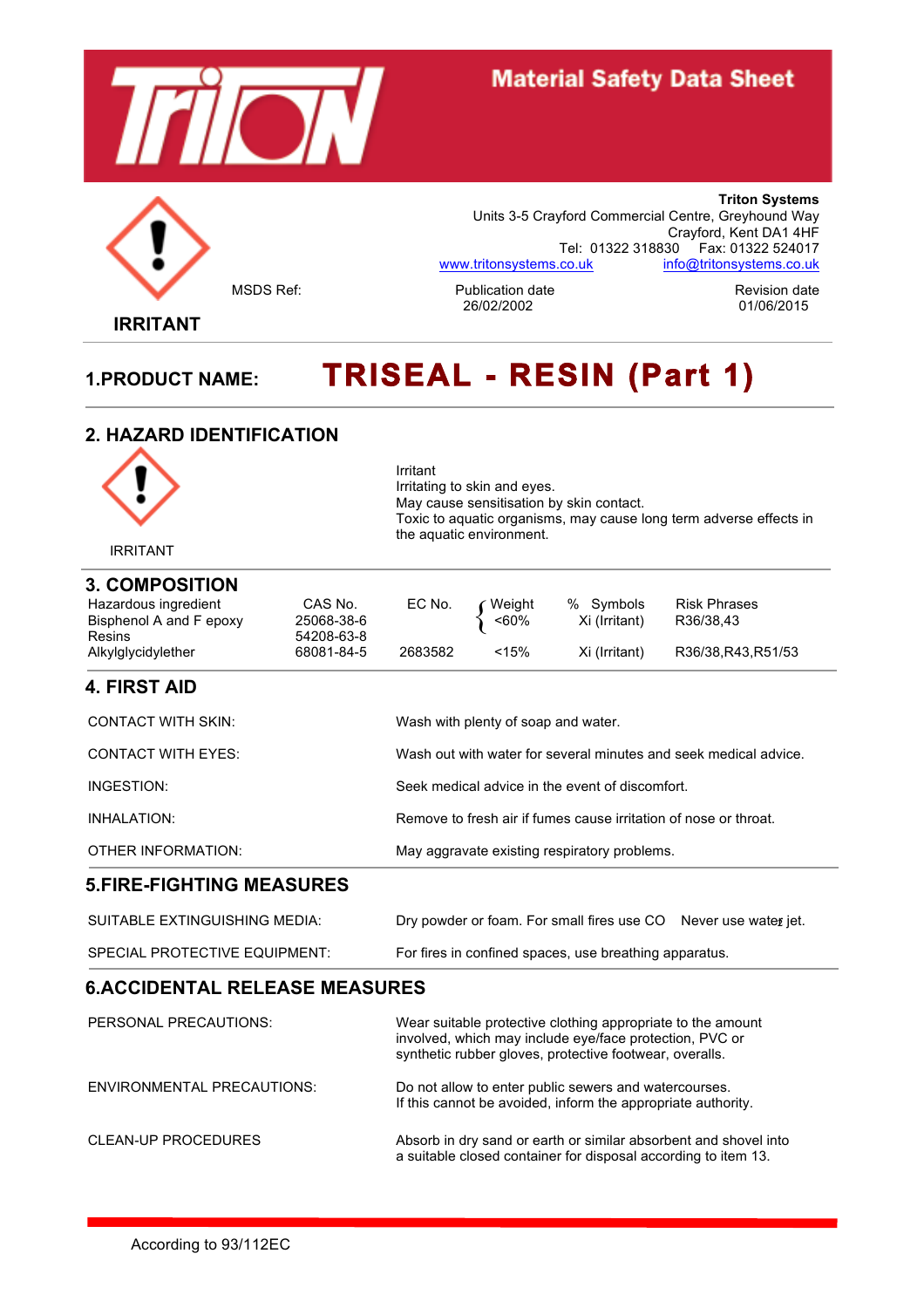# Material Safety Data Sheet

**Triton Systems**
Units 3-5 Crayford Commercial Centre, Greyhound Way
Crayford, Kent DA1 4HF
Tel: 01322 318830 Fax: 01322 524017
www.tritonsystems.co.uk info@tritonsystems.co.uk

IRRITANT

MSDS Ref:

Publication date
26/02/2002

Revision date
01/06/2015

## 1.PRODUCT NAME: TRISEAL - RESIN (Part 1)

## 2. HAZARD IDENTIFICATION

IRRITANT

Irritant
Irritating to skin and eyes.
May cause sensitisation by skin contact.
Toxic to aquatic organisms, may cause long term adverse effects in the aquatic environment.

## 3. COMPOSITION

| Hazardous ingredient | CAS No. | EC No. | Weight % | Symbols | Risk Phrases |
|---|---|---|---|---|---|
| Bisphenol A and F epoxy Resins | 25068-38-6<br>54208-63-8 | | <60% | Xi (Irritant) | R36/38,43 |
| Alkylglycidylether | 68081-84-5 | 2683582 | <15% | Xi (Irritant) | R36/38,R43,R51/53 |

## 4. FIRST AID

| | |
|---|---|
| CONTACT WITH SKIN: | Wash with plenty of soap and water. |
| CONTACT WITH EYES: | Wash out with water for several minutes and seek medical advice. |
| INGESTION: | Seek medical advice in the event of discomfort. |
| INHALATION: | Remove to fresh air if fumes cause irritation of nose or throat. |
| OTHER INFORMATION: | May aggravate existing respiratory problems. |

## 5.FIRE-FIGHTING MEASURES

| | |
|---|---|
| SUITABLE EXTINGUISHING MEDIA: | Dry powder or foam. For small fires use $CO_2$ Never use water jet. |
| SPECIAL PROTECTIVE EQUIPMENT: | For fires in confined spaces, use breathing apparatus. |

## 6.ACCIDENTAL RELEASE MEASURES

| | |
|---|---|
| PERSONAL PRECAUTIONS: | Wear suitable protective clothing appropriate to the amount involved, which may include eye/face protection, PVC or synthetic rubber gloves, protective footwear, overalls. |
| ENVIRONMENTAL PRECAUTIONS: | Do not allow to enter public sewers and watercourses. If this cannot be avoided, inform the appropriate authority. |
| CLEAN-UP PROCEDURES | Absorb in dry sand or earth or similar absorbent and shovel into a suitable closed container for disposal according to item 13. |

According to 93/112EC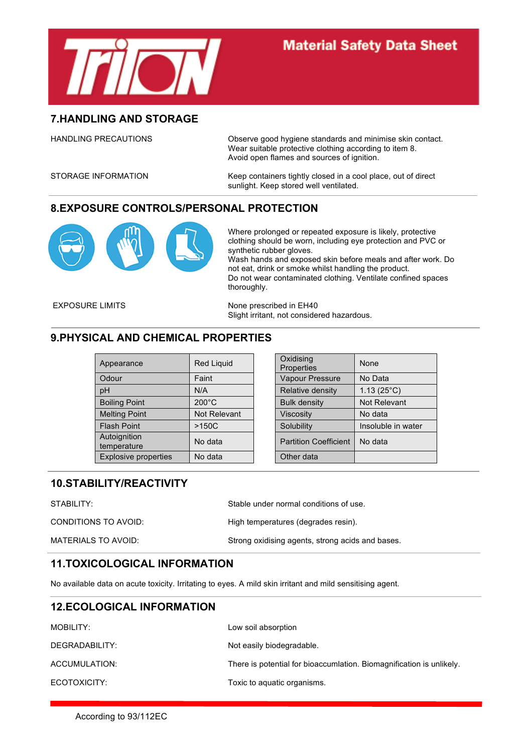## 7.HANDLING AND STORAGE

| | |
|---|---|
| HANDLING PRECAUTIONS | Observe good hygiene standards and minimise skin contact. Wear suitable protective clothing according to item 8. Avoid open flames and sources of ignition. |
| STORAGE INFORMATION | Keep containers tightly closed in a cool place, out of direct sunlight. Keep stored well ventilated. |

## 8.EXPOSURE CONTROLS/PERSONAL PROTECTION

Where prolonged or repeated exposure is likely, protective clothing should be worn, including eye protection and PVC or synthetic rubber gloves.
Wash hands and exposed skin before meals and after work. Do not eat, drink or smoke whilst handling the product.
Do not wear contaminated clothing. Ventilate confined spaces thoroughly.

| | |
|---|---|
| EXPOSURE LIMITS | None prescribed in EH40<br>Slight irritant, not considered hazardous. |

## 9.PHYSICAL AND CHEMICAL PROPERTIES

| | |
|---|---|
| Appearance | Red Liquid |
| Odour | Faint |
| pH | N/A |
| Boiling Point | 200°C |
| Melting Point | Not Relevant |
| Flash Point | >150C |
| Autoignition temperature | No data |
| Explosive properties | No data |

| | |
|---|---|
| Oxidising Properties | None |
| Vapour Pressure | No Data |
| Relative density | 1.13 (25°C) |
| Bulk density | Not Relevant |
| Viscosity | No data |
| Solubility | Insoluble in water |
| Partition Coefficient | No data |
| Other data | |

## 10.STABILITY/REACTIVITY

| | |
|---|---|
| STABILITY: | Stable under normal conditions of use. |
| CONDITIONS TO AVOID: | High temperatures (degrades resin). |
| MATERIALS TO AVOID: | Strong oxidising agents, strong acids and bases. |

## 11.TOXICOLOGICAL INFORMATION

No available data on acute toxicity. Irritating to eyes. A mild skin irritant and mild sensitising agent.

## 12.ECOLOGICAL INFORMATION

| | |
|---|---|
| MOBILITY: | Low soil absorption |
| DEGRADABILITY: | Not easily biodegradable. |
| ACCUMULATION: | There is potential for bioaccumlation. Biomagnification is unlikely. |
| ECOTOXICITY: | Toxic to aquatic organisms. |

According to 93/112EC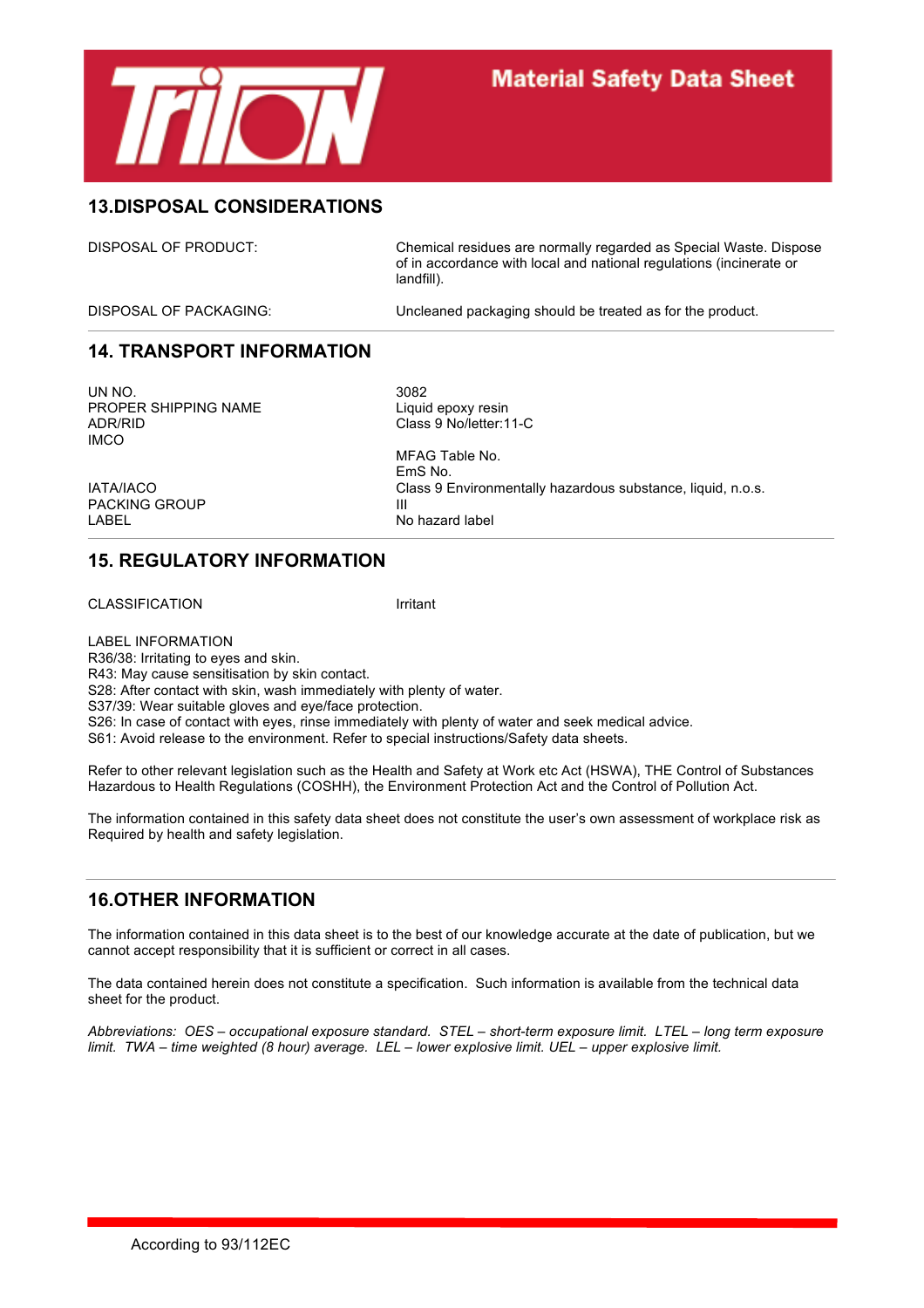## 13.DISPOSAL CONSIDERATIONS

| | |
|---|---|
| DISPOSAL OF PRODUCT: | Chemical residues are normally regarded as Special Waste. Dispose of in accordance with local and national regulations (incinerate or landfill). |
| DISPOSAL OF PACKAGING: | Uncleaned packaging should be treated as for the product. |

## 14. TRANSPORT INFORMATION

| | |
|---|---|
| UN NO. | 3082 |
| PROPER SHIPPING NAME | Liquid epoxy resin |
| ADR/RID | Class 9 No/letter:11-C |
| IMCO | |
| | MFAG Table No. |
| | EmS No. |
| IATA/IACO | Class 9 Environmentally hazardous substance, liquid, n.o.s. |
| PACKING GROUP | III |
| LABEL | No hazard label |

## 15. REGULATORY INFORMATION

CLASSIFICATION Irritant

LABEL INFORMATION
R36/38: Irritating to eyes and skin.
R43: May cause sensitisation by skin contact.
S28: After contact with skin, wash immediately with plenty of water.
S37/39: Wear suitable gloves and eye/face protection.
S26: In case of contact with eyes, rinse immediately with plenty of water and seek medical advice.
S61: Avoid release to the environment. Refer to special instructions/Safety data sheets.

Refer to other relevant legislation such as the Health and Safety at Work etc Act (HSWA), THE Control of Substances Hazardous to Health Regulations (COSHH), the Environment Protection Act and the Control of Pollution Act.

The information contained in this safety data sheet does not constitute the user's own assessment of workplace risk as Required by health and safety legislation.

## 16.OTHER INFORMATION

The information contained in this data sheet is to the best of our knowledge accurate at the date of publication, but we cannot accept responsibility that it is sufficient or correct in all cases.

The data contained herein does not constitute a specification. Such information is available from the technical data sheet for the product.

*Abbreviations: OES – occupational exposure standard. STEL – short-term exposure limit. LTEL – long term exposure limit. TWA – time weighted (8 hour) average. LEL – lower explosive limit. UEL – upper explosive limit.*

According to 93/112EC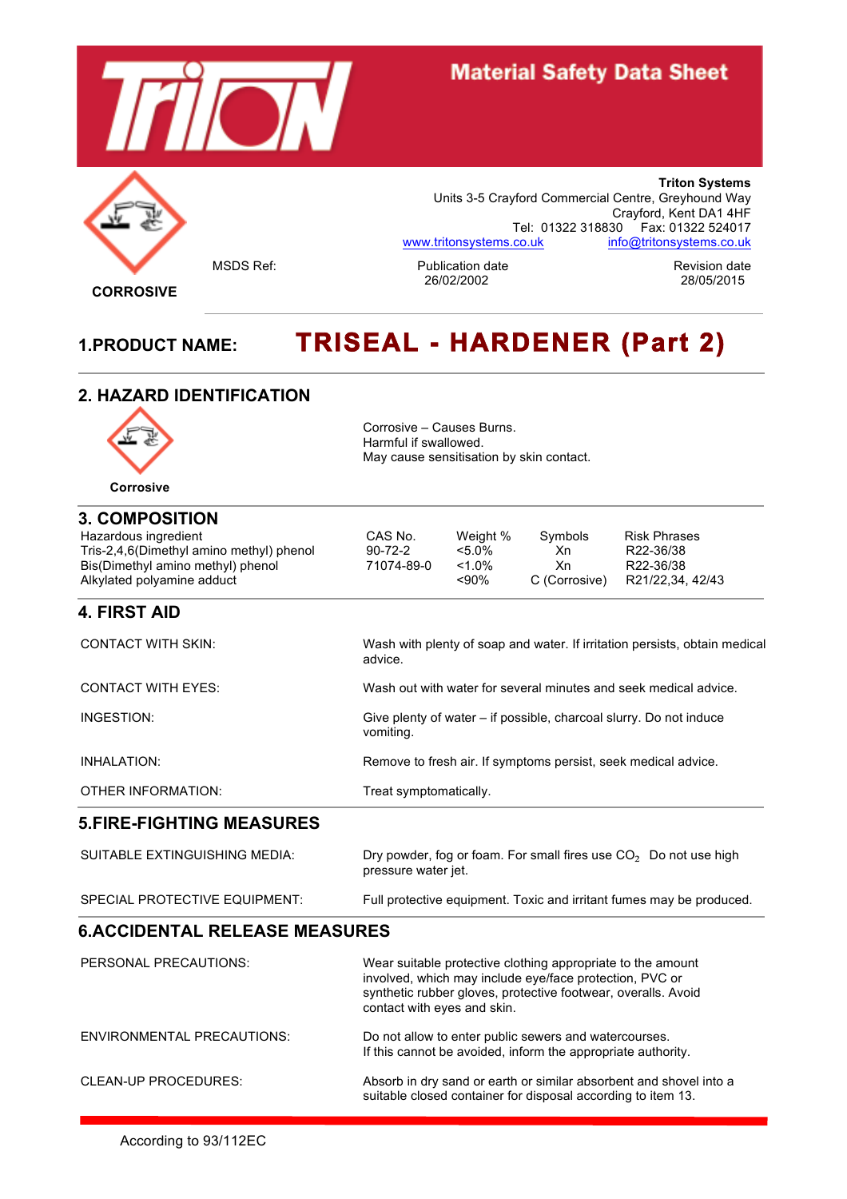Material Safety Data Sheet

CORROSIVE

**Triton Systems**
Units 3-5 Crayford Commercial Centre, Greyhound Way
Crayford, Kent DA1 4HF
Tel: 01322 318830 Fax: 01322 524017
www.tritonsystems.co.uk info@tritonsystems.co.uk

| MSDS Ref: | Publication date | Revision date |
|---|---|---|
| | 26/02/2002 | 28/05/2015 |

## 1.PRODUCT NAME: TRISEAL - HARDENER (Part 2)

## 2. HAZARD IDENTIFICATION

**Corrosive**

Corrosive – Causes Burns.
Harmful if swallowed.
May cause sensitisation by skin contact.

## 3. COMPOSITION

| Hazardous ingredient | CAS No. | Weight % | Symbols | Risk Phrases |
|---|---|---|---|---|
| Tris-2,4,6(Dimethyl amino methyl) phenol | 90-72-2 | <5.0% | Xn | R22-36/38 |
| Bis(Dimethyl amino methyl) phenol | 71074-89-0 | <1.0% | Xn | R22-36/38 |
| Alkylated polyamine adduct | | <90% | C (Corrosive) | R21/22,34, 42/43 |

## 4. FIRST AID

| | |
|---|---|
| CONTACT WITH SKIN: | Wash with plenty of soap and water. If irritation persists, obtain medical advice. |
| CONTACT WITH EYES: | Wash out with water for several minutes and seek medical advice. |
| INGESTION: | Give plenty of water – if possible, charcoal slurry. Do not induce vomiting. |
| INHALATION: | Remove to fresh air. If symptoms persist, seek medical advice. |
| OTHER INFORMATION: | Treat symptomatically. |

## 5.FIRE-FIGHTING MEASURES

| | |
|---|---|
| SUITABLE EXTINGUISHING MEDIA: | Dry powder, fog or foam. For small fires use $CO_2$ Do not use high pressure water jet. |
| SPECIAL PROTECTIVE EQUIPMENT: | Full protective equipment. Toxic and irritant fumes may be produced. |

## 6.ACCIDENTAL RELEASE MEASURES

| | |
|---|---|
| PERSONAL PRECAUTIONS: | Wear suitable protective clothing appropriate to the amount involved, which may include eye/face protection, PVC or synthetic rubber gloves, protective footwear, overalls. Avoid contact with eyes and skin. |
| ENVIRONMENTAL PRECAUTIONS: | Do not allow to enter public sewers and watercourses. If this cannot be avoided, inform the appropriate authority. |
| CLEAN-UP PROCEDURES: | Absorb in dry sand or earth or similar absorbent and shovel into a suitable closed container for disposal according to item 13. |

According to 93/112EC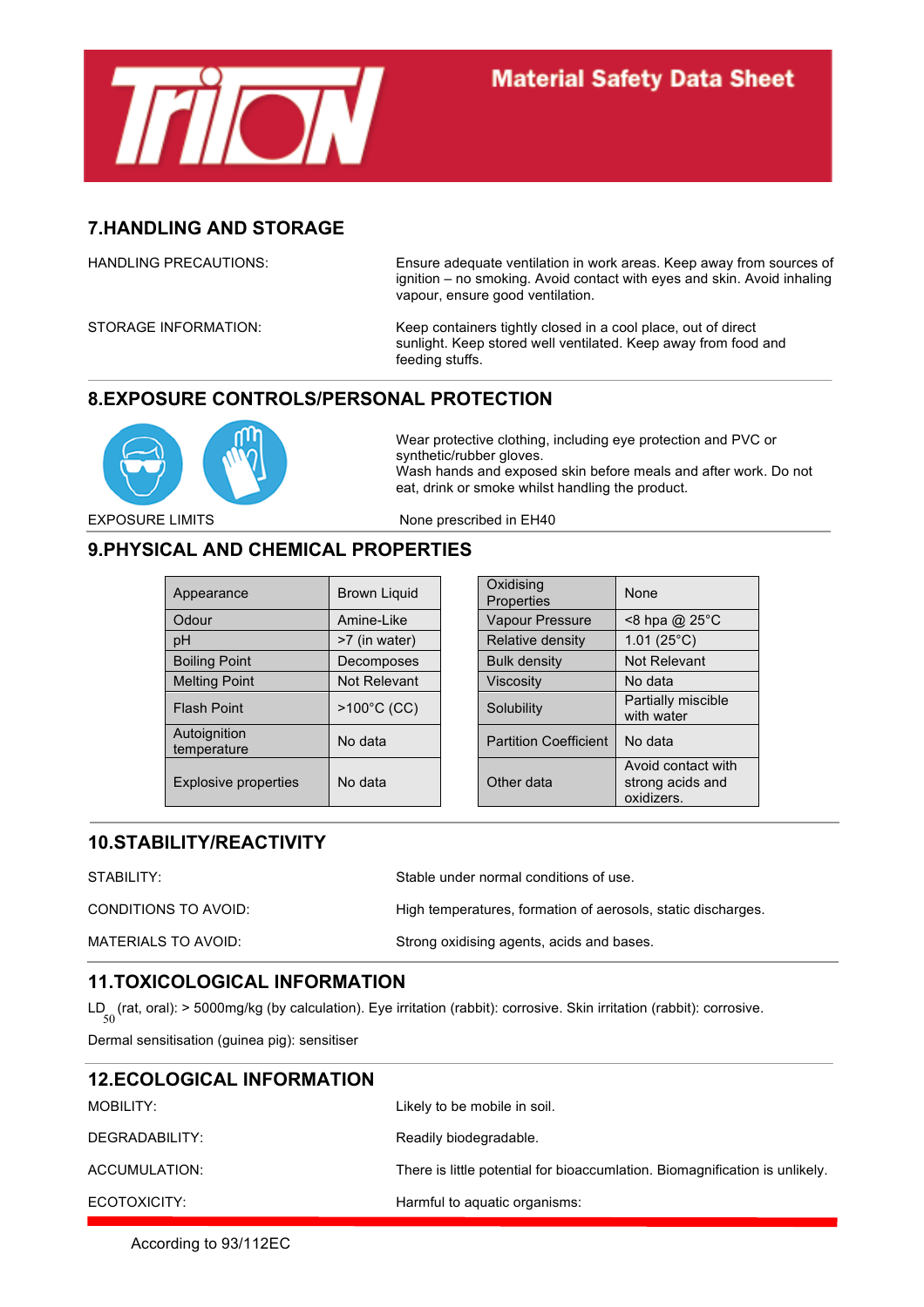## 7.HANDLING AND STORAGE

HANDLING PRECAUTIONS: Ensure adequate ventilation in work areas. Keep away from sources of ignition – no smoking. Avoid contact with eyes and skin. Avoid inhaling vapour, ensure good ventilation.

STORAGE INFORMATION: Keep containers tightly closed in a cool place, out of direct sunlight. Keep stored well ventilated. Keep away from food and feeding stuffs.

## 8.EXPOSURE CONTROLS/PERSONAL PROTECTION

Wear protective clothing, including eye protection and PVC or synthetic/rubber gloves.
Wash hands and exposed skin before meals and after work. Do not eat, drink or smoke whilst handling the product.

EXPOSURE LIMITS None prescribed in EH40

## 9.PHYSICAL AND CHEMICAL PROPERTIES

| Appearance | Brown Liquid |
|---|---|
| Odour | Amine-Like |
| pH | >7 (in water) |
| Boiling Point | Decomposes |
| Melting Point | Not Relevant |
| Flash Point | >100°C (CC) |
| Autoignition temperature | No data |
| Explosive properties | No data |

| Oxidising Properties | None |
|---|---|
| Vapour Pressure | <8 hpa @ 25°C |
| Relative density | 1.01 (25°C) |
| Bulk density | Not Relevant |
| Viscosity | No data |
| Solubility | Partially miscible with water |
| Partition Coefficient | No data |
| Other data | Avoid contact with strong acids and oxidizers. |

## 10.STABILITY/REACTIVITY

STABILITY: Stable under normal conditions of use.

CONDITIONS TO AVOID: High temperatures, formation of aerosols, static discharges.

MATERIALS TO AVOID: Strong oxidising agents, acids and bases.

## 11.TOXICOLOGICAL INFORMATION

$LD_{50}$ (rat, oral): > 5000mg/kg (by calculation). Eye irritation (rabbit): corrosive. Skin irritation (rabbit): corrosive.

Dermal sensitisation (guinea pig): sensitiser

## 12.ECOLOGICAL INFORMATION

MOBILITY: Likely to be mobile in soil.

DEGRADABILITY: Readily biodegradable.

ACCUMULATION: There is little potential for bioaccumlation. Biomagnification is unlikely.

ECOTOXICITY: Harmful to aquatic organisms:

According to 93/112EC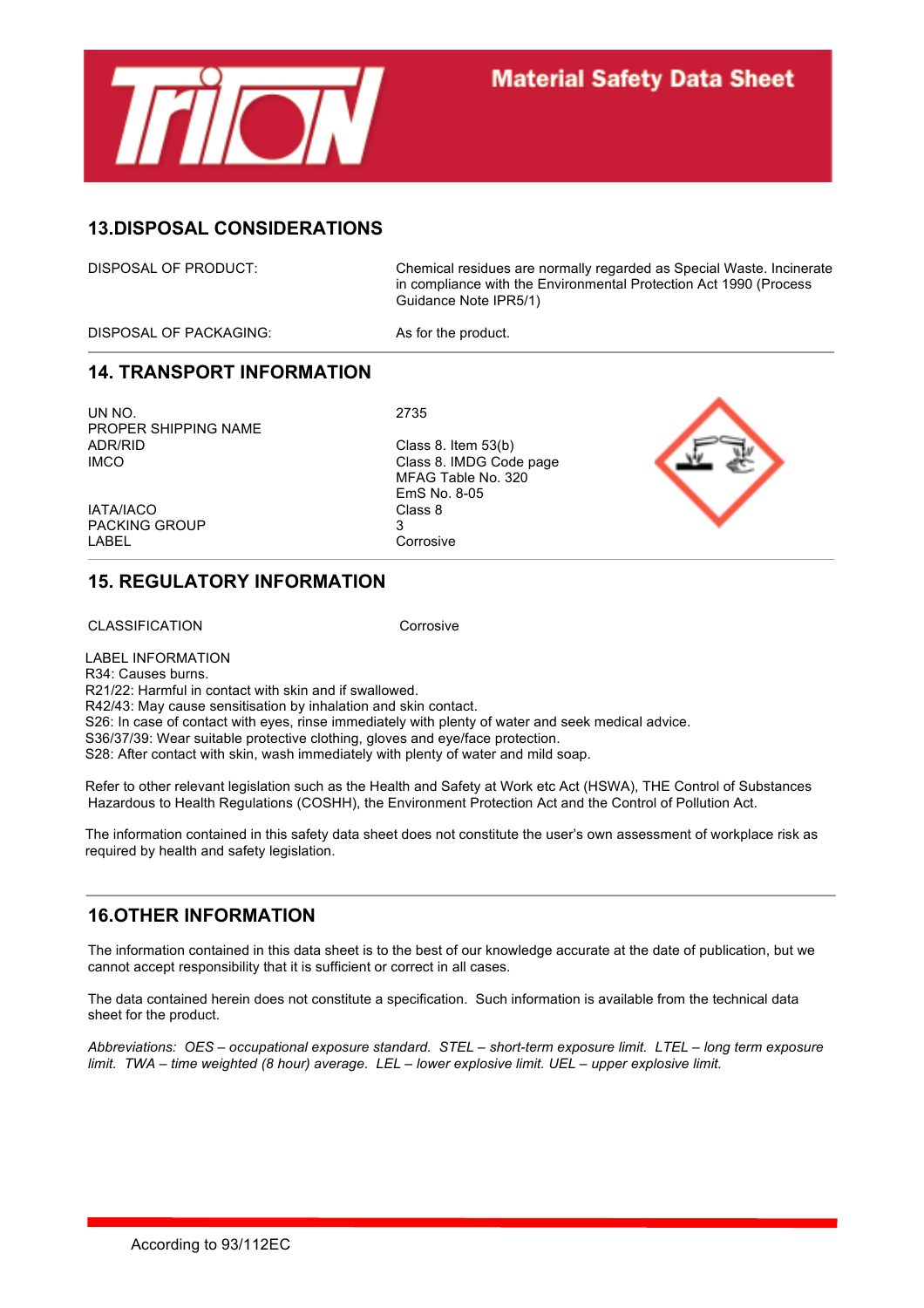## 13.DISPOSAL CONSIDERATIONS

| | |
|---|---|
| DISPOSAL OF PRODUCT: | Chemical residues are normally regarded as Special Waste. Incinerate in compliance with the Environmental Protection Act 1990 (Process Guidance Note IPR5/1) |
| DISPOSAL OF PACKAGING: | As for the product. |

## 14. TRANSPORT INFORMATION

| | |
|---|---|
| UN NO. | 2735 |
| PROPER SHIPPING NAME | |
| ADR/RID | Class 8. Item 53(b) |
| IMCO | Class 8. IMDG Code page<br>MFAG Table No. 320<br>EmS No. 8-05 |
| IATA/IACO | Class 8 |
| PACKING GROUP | 3 |
| LABEL | Corrosive |

## 15. REGULATORY INFORMATION

CLASSIFICATION Corrosive

LABEL INFORMATION
R34: Causes burns.
R21/22: Harmful in contact with skin and if swallowed.
R42/43: May cause sensitisation by inhalation and skin contact.
S26: In case of contact with eyes, rinse immediately with plenty of water and seek medical advice.
S36/37/39: Wear suitable protective clothing, gloves and eye/face protection.
S28: After contact with skin, wash immediately with plenty of water and mild soap.

Refer to other relevant legislation such as the Health and Safety at Work etc Act (HSWA), THE Control of Substances Hazardous to Health Regulations (COSHH), the Environment Protection Act and the Control of Pollution Act.

The information contained in this safety data sheet does not constitute the user's own assessment of workplace risk as required by health and safety legislation.

## 16.OTHER INFORMATION

The information contained in this data sheet is to the best of our knowledge accurate at the date of publication, but we cannot accept responsibility that it is sufficient or correct in all cases.

The data contained herein does not constitute a specification. Such information is available from the technical data sheet for the product.

*Abbreviations: OES – occupational exposure standard. STEL – short-term exposure limit. LTEL – long term exposure limit. TWA – time weighted (8 hour) average. LEL – lower explosive limit. UEL – upper explosive limit.*

According to 93/112EC